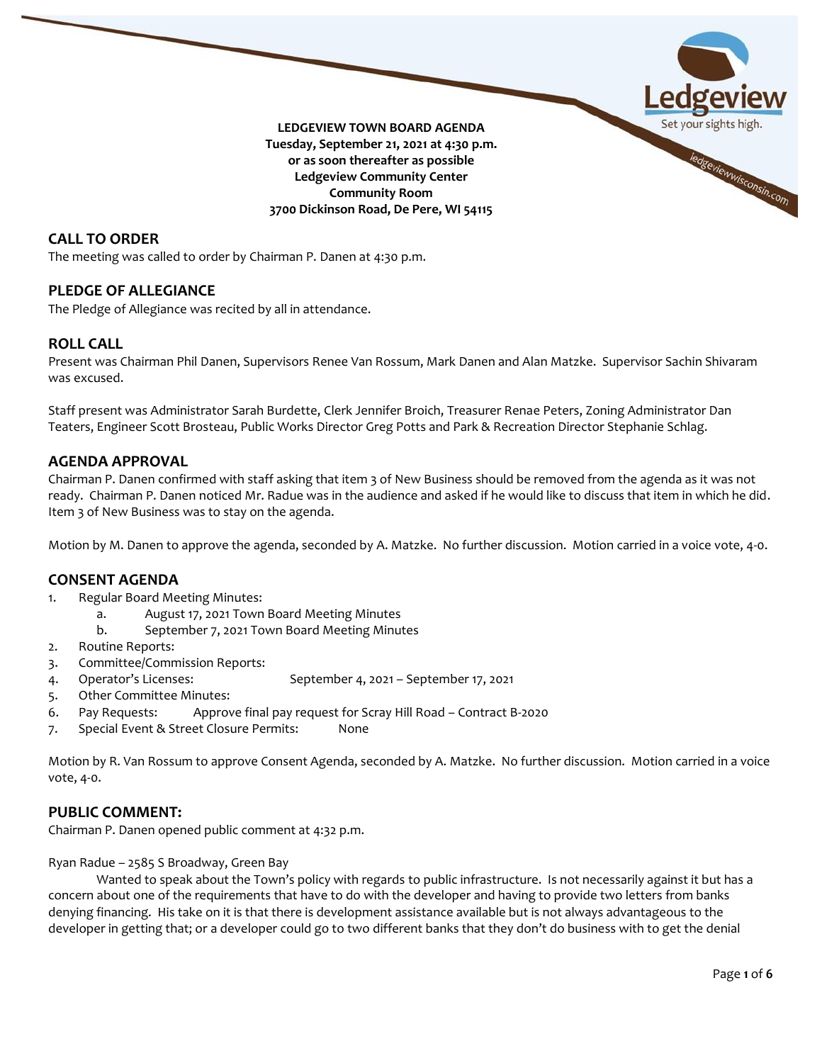**LEDGEVIEW TOWN BOARD AGENDA**
**Tuesday, September 21, 2021 at 4:30 p.m.**
**or as soon thereafter as possible**
**Ledgeview Community Center**
**Community Room**
**3700 Dickinson Road, De Pere, WI 54115**

## CALL TO ORDER

The meeting was called to order by Chairman P. Danen at 4:30 p.m.

## PLEDGE OF ALLEGIANCE

The Pledge of Allegiance was recited by all in attendance.

## ROLL CALL

Present was Chairman Phil Danen, Supervisors Renee Van Rossum, Mark Danen and Alan Matzke. Supervisor Sachin Shivaram was excused.

Staff present was Administrator Sarah Burdette, Clerk Jennifer Broich, Treasurer Renae Peters, Zoning Administrator Dan Teaters, Engineer Scott Brosteau, Public Works Director Greg Potts and Park & Recreation Director Stephanie Schlag.

## AGENDA APPROVAL

Chairman P. Danen confirmed with staff asking that item 3 of New Business should be removed from the agenda as it was not ready. Chairman P. Danen noticed Mr. Radue was in the audience and asked if he would like to discuss that item in which he did. Item 3 of New Business was to stay on the agenda.

Motion by M. Danen to approve the agenda, seconded by A. Matzke. No further discussion. Motion carried in a voice vote, 4-0.

## CONSENT AGENDA

1. Regular Board Meeting Minutes:
   a. August 17, 2021 Town Board Meeting Minutes
   b. September 7, 2021 Town Board Meeting Minutes
2. Routine Reports:
3. Committee/Commission Reports:
4. Operator's Licenses: September 4, 2021 – September 17, 2021
5. Other Committee Minutes:
6. Pay Requests: Approve final pay request for Scray Hill Road – Contract B-2020
7. Special Event & Street Closure Permits: None

Motion by R. Van Rossum to approve Consent Agenda, seconded by A. Matzke. No further discussion. Motion carried in a voice vote, 4-0.

## PUBLIC COMMENT:

Chairman P. Danen opened public comment at 4:32 p.m.

Ryan Radue – 2585 S Broadway, Green Bay

Wanted to speak about the Town's policy with regards to public infrastructure. Is not necessarily against it but has a concern about one of the requirements that have to do with the developer and having to provide two letters from banks denying financing. His take on it is that there is development assistance available but is not always advantageous to the developer in getting that; or a developer could go to two different banks that they don't do business with to get the denial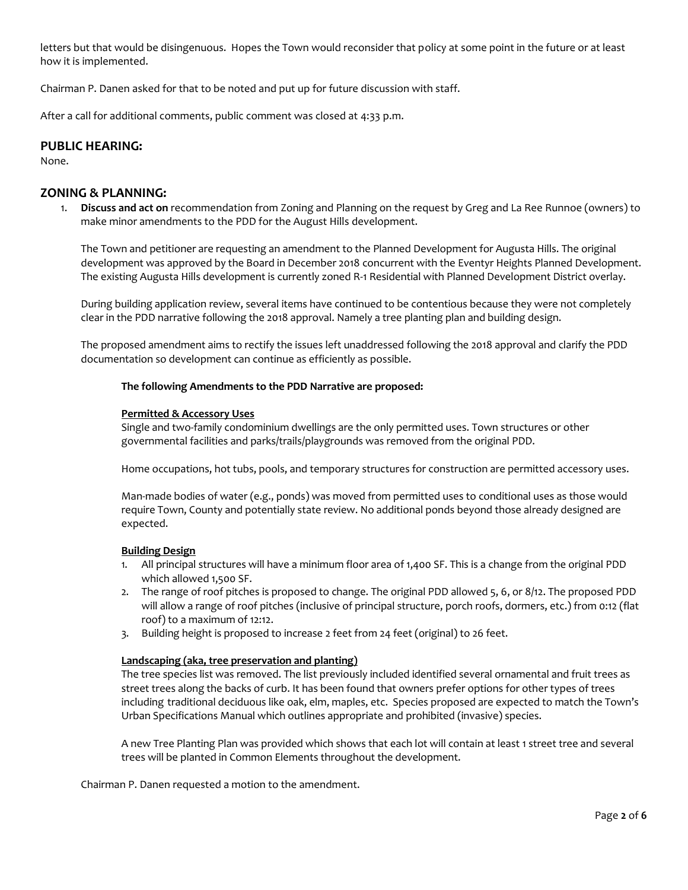letters but that would be disingenuous. Hopes the Town would reconsider that policy at some point in the future or at least how it is implemented.

Chairman P. Danen asked for that to be noted and put up for future discussion with staff.

After a call for additional comments, public comment was closed at 4:33 p.m.

## PUBLIC HEARING:

None.

## ZONING & PLANNING:

1. **Discuss and act on** recommendation from Zoning and Planning on the request by Greg and La Ree Runnoe (owners) to make minor amendments to the PDD for the August Hills development.

   The Town and petitioner are requesting an amendment to the Planned Development for Augusta Hills. The original development was approved by the Board in December 2018 concurrent with the Eventyr Heights Planned Development. The existing Augusta Hills development is currently zoned R-1 Residential with Planned Development District overlay.

   During building application review, several items have continued to be contentious because they were not completely clear in the PDD narrative following the 2018 approval. Namely a tree planting plan and building design.

   The proposed amendment aims to rectify the issues left unaddressed following the 2018 approval and clarify the PDD documentation so development can continue as efficiently as possible.

   **The following Amendments to the PDD Narrative are proposed:**

   **Permitted & Accessory Uses**
   Single and two-family condominium dwellings are the only permitted uses. Town structures or other governmental facilities and parks/trails/playgrounds was removed from the original PDD.

   Home occupations, hot tubs, pools, and temporary structures for construction are permitted accessory uses.

   Man-made bodies of water (e.g., ponds) was moved from permitted uses to conditional uses as those would require Town, County and potentially state review. No additional ponds beyond those already designed are expected.

   **Building Design**
   1. All principal structures will have a minimum floor area of 1,400 SF. This is a change from the original PDD which allowed 1,500 SF.
   2. The range of roof pitches is proposed to change. The original PDD allowed 5, 6, or 8/12. The proposed PDD will allow a range of roof pitches (inclusive of principal structure, porch roofs, dormers, etc.) from 0:12 (flat roof) to a maximum of 12:12.
   3. Building height is proposed to increase 2 feet from 24 feet (original) to 26 feet.

   **Landscaping (aka, tree preservation and planting)**
   The tree species list was removed. The list previously included identified several ornamental and fruit trees as street trees along the backs of curb. It has been found that owners prefer options for other types of trees including traditional deciduous like oak, elm, maples, etc. Species proposed are expected to match the Town's Urban Specifications Manual which outlines appropriate and prohibited (invasive) species.

   A new Tree Planting Plan was provided which shows that each lot will contain at least 1 street tree and several trees will be planted in Common Elements throughout the development.

   Chairman P. Danen requested a motion to the amendment.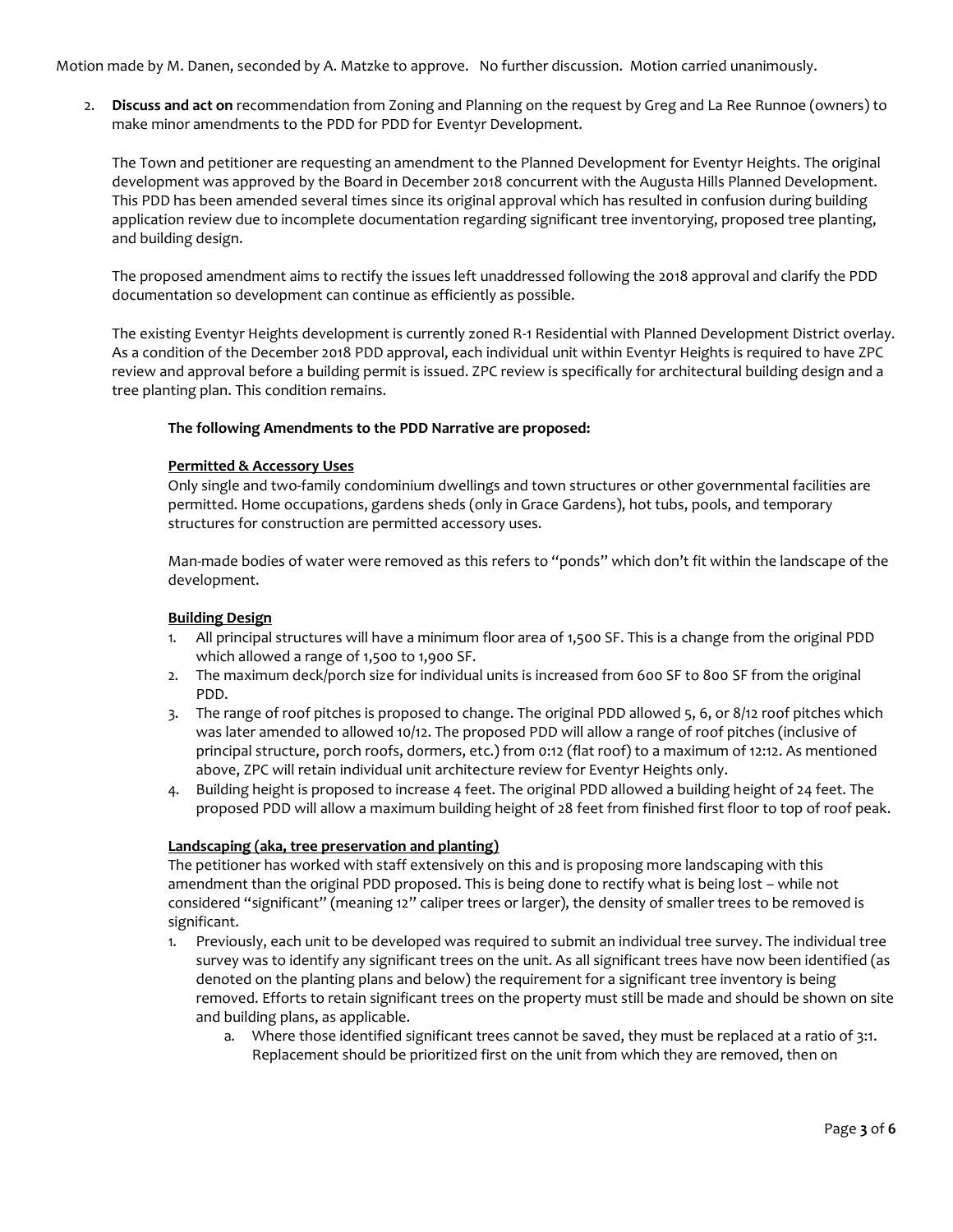Motion made by M. Danen, seconded by A. Matzke to approve. No further discussion. Motion carried unanimously.

2. **Discuss and act on** recommendation from Zoning and Planning on the request by Greg and La Ree Runnoe (owners) to make minor amendments to the PDD for PDD for Eventyr Development.

   The Town and petitioner are requesting an amendment to the Planned Development for Eventyr Heights. The original development was approved by the Board in December 2018 concurrent with the Augusta Hills Planned Development. This PDD has been amended several times since its original approval which has resulted in confusion during building application review due to incomplete documentation regarding significant tree inventorying, proposed tree planting, and building design.

   The proposed amendment aims to rectify the issues left unaddressed following the 2018 approval and clarify the PDD documentation so development can continue as efficiently as possible.

   The existing Eventyr Heights development is currently zoned R-1 Residential with Planned Development District overlay. As a condition of the December 2018 PDD approval, each individual unit within Eventyr Heights is required to have ZPC review and approval before a building permit is issued. ZPC review is specifically for architectural building design and a tree planting plan. This condition remains.

   **The following Amendments to the PDD Narrative are proposed:**

   **Permitted & Accessory Uses**

   Only single and two-family condominium dwellings and town structures or other governmental facilities are permitted. Home occupations, gardens sheds (only in Grace Gardens), hot tubs, pools, and temporary structures for construction are permitted accessory uses.

   Man-made bodies of water were removed as this refers to "ponds" which don't fit within the landscape of the development.

   **Building Design**

   1. All principal structures will have a minimum floor area of 1,500 SF. This is a change from the original PDD which allowed a range of 1,500 to 1,900 SF.
   2. The maximum deck/porch size for individual units is increased from 600 SF to 800 SF from the original PDD.
   3. The range of roof pitches is proposed to change. The original PDD allowed 5, 6, or 8/12 roof pitches which was later amended to allowed 10/12. The proposed PDD will allow a range of roof pitches (inclusive of principal structure, porch roofs, dormers, etc.) from 0:12 (flat roof) to a maximum of 12:12. As mentioned above, ZPC will retain individual unit architecture review for Eventyr Heights only.
   4. Building height is proposed to increase 4 feet. The original PDD allowed a building height of 24 feet. The proposed PDD will allow a maximum building height of 28 feet from finished first floor to top of roof peak.

   **Landscaping (aka, tree preservation and planting)**

   The petitioner has worked with staff extensively on this and is proposing more landscaping with this amendment than the original PDD proposed. This is being done to rectify what is being lost – while not considered "significant" (meaning 12" caliper trees or larger), the density of smaller trees to be removed is significant.

   1. Previously, each unit to be developed was required to submit an individual tree survey. The individual tree survey was to identify any significant trees on the unit. As all significant trees have now been identified (as denoted on the planting plans and below) the requirement for a significant tree inventory is being removed. Efforts to retain significant trees on the property must still be made and should be shown on site and building plans, as applicable.
      a. Where those identified significant trees cannot be saved, they must be replaced at a ratio of 3:1. Replacement should be prioritized first on the unit from which they are removed, then on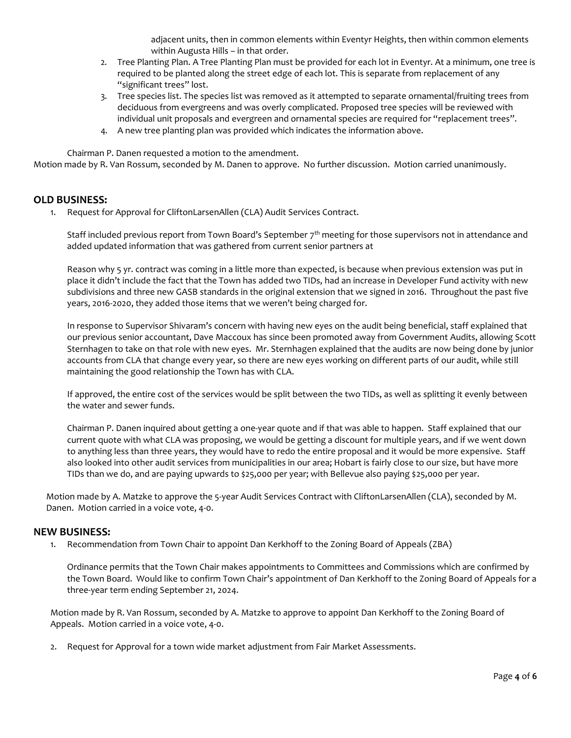adjacent units, then in common elements within Eventyr Heights, then within common elements within Augusta Hills – in that order.

2. Tree Planting Plan. A Tree Planting Plan must be provided for each lot in Eventyr. At a minimum, one tree is required to be planted along the street edge of each lot. This is separate from replacement of any "significant trees" lost.
3. Tree species list. The species list was removed as it attempted to separate ornamental/fruiting trees from deciduous from evergreens and was overly complicated. Proposed tree species will be reviewed with individual unit proposals and evergreen and ornamental species are required for "replacement trees".
4. A new tree planting plan was provided which indicates the information above.

Chairman P. Danen requested a motion to the amendment.

Motion made by R. Van Rossum, seconded by M. Danen to approve. No further discussion. Motion carried unanimously.

## OLD BUSINESS:

1. Request for Approval for CliftonLarsenAllen (CLA) Audit Services Contract.

   Staff included previous report from Town Board's September 7th meeting for those supervisors not in attendance and added updated information that was gathered from current senior partners at

   Reason why 5 yr. contract was coming in a little more than expected, is because when previous extension was put in place it didn't include the fact that the Town has added two TIDs, had an increase in Developer Fund activity with new subdivisions and three new GASB standards in the original extension that we signed in 2016. Throughout the past five years, 2016-2020, they added those items that we weren't being charged for.

   In response to Supervisor Shivaram's concern with having new eyes on the audit being beneficial, staff explained that our previous senior accountant, Dave Maccoux has since been promoted away from Government Audits, allowing Scott Sternhagen to take on that role with new eyes. Mr. Sternhagen explained that the audits are now being done by junior accounts from CLA that change every year, so there are new eyes working on different parts of our audit, while still maintaining the good relationship the Town has with CLA.

   If approved, the entire cost of the services would be split between the two TIDs, as well as splitting it evenly between the water and sewer funds.

   Chairman P. Danen inquired about getting a one-year quote and if that was able to happen. Staff explained that our current quote with what CLA was proposing, we would be getting a discount for multiple years, and if we went down to anything less than three years, they would have to redo the entire proposal and it would be more expensive. Staff also looked into other audit services from municipalities in our area; Hobart is fairly close to our size, but have more TIDs than we do, and are paying upwards to $25,000 per year; with Bellevue also paying $25,000 per year.

Motion made by A. Matzke to approve the 5-year Audit Services Contract with CliftonLarsenAllen (CLA), seconded by M. Danen. Motion carried in a voice vote, 4-0.

## NEW BUSINESS:

1. Recommendation from Town Chair to appoint Dan Kerkhoff to the Zoning Board of Appeals (ZBA)

   Ordinance permits that the Town Chair makes appointments to Committees and Commissions which are confirmed by the Town Board. Would like to confirm Town Chair's appointment of Dan Kerkhoff to the Zoning Board of Appeals for a three-year term ending September 21, 2024.

   Motion made by R. Van Rossum, seconded by A. Matzke to approve to appoint Dan Kerkhoff to the Zoning Board of Appeals. Motion carried in a voice vote, 4-0.

2. Request for Approval for a town wide market adjustment from Fair Market Assessments.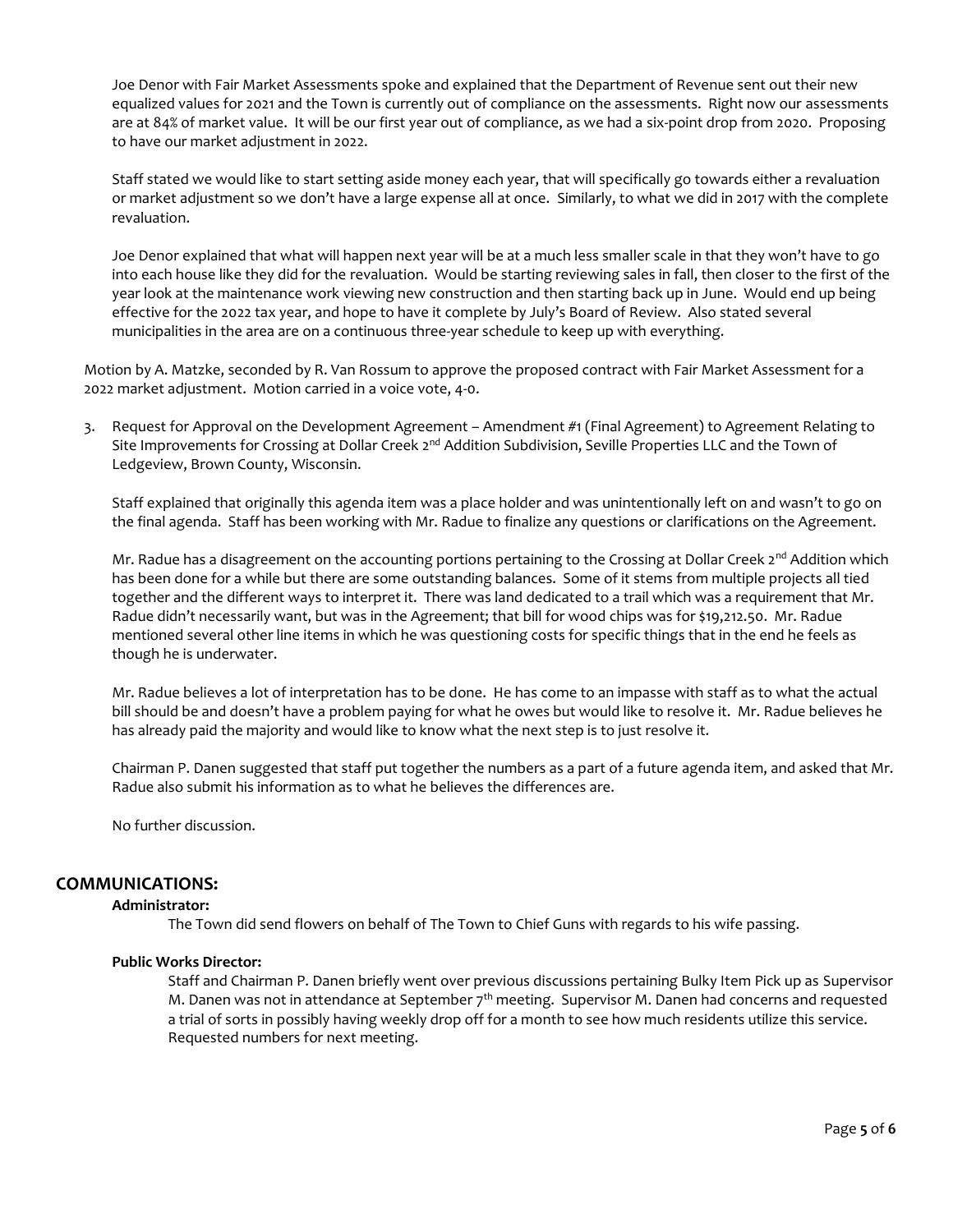Joe Denor with Fair Market Assessments spoke and explained that the Department of Revenue sent out their new equalized values for 2021 and the Town is currently out of compliance on the assessments. Right now our assessments are at 84% of market value. It will be our first year out of compliance, as we had a six-point drop from 2020. Proposing to have our market adjustment in 2022.

Staff stated we would like to start setting aside money each year, that will specifically go towards either a revaluation or market adjustment so we don't have a large expense all at once. Similarly, to what we did in 2017 with the complete revaluation.

Joe Denor explained that what will happen next year will be at a much less smaller scale in that they won't have to go into each house like they did for the revaluation. Would be starting reviewing sales in fall, then closer to the first of the year look at the maintenance work viewing new construction and then starting back up in June. Would end up being effective for the 2022 tax year, and hope to have it complete by July's Board of Review. Also stated several municipalities in the area are on a continuous three-year schedule to keep up with everything.

Motion by A. Matzke, seconded by R. Van Rossum to approve the proposed contract with Fair Market Assessment for a 2022 market adjustment. Motion carried in a voice vote, 4-0.

3. Request for Approval on the Development Agreement – Amendment #1 (Final Agreement) to Agreement Relating to Site Improvements for Crossing at Dollar Creek 2nd Addition Subdivision, Seville Properties LLC and the Town of Ledgeview, Brown County, Wisconsin.

   Staff explained that originally this agenda item was a place holder and was unintentionally left on and wasn't to go on the final agenda. Staff has been working with Mr. Radue to finalize any questions or clarifications on the Agreement.

   Mr. Radue has a disagreement on the accounting portions pertaining to the Crossing at Dollar Creek 2nd Addition which has been done for a while but there are some outstanding balances. Some of it stems from multiple projects all tied together and the different ways to interpret it. There was land dedicated to a trail which was a requirement that Mr. Radue didn't necessarily want, but was in the Agreement; that bill for wood chips was for $19,212.50. Mr. Radue mentioned several other line items in which he was questioning costs for specific things that in the end he feels as though he is underwater.

   Mr. Radue believes a lot of interpretation has to be done. He has come to an impasse with staff as to what the actual bill should be and doesn't have a problem paying for what he owes but would like to resolve it. Mr. Radue believes he has already paid the majority and would like to know what the next step is to just resolve it.

   Chairman P. Danen suggested that staff put together the numbers as a part of a future agenda item, and asked that Mr. Radue also submit his information as to what he believes the differences are.

   No further discussion.

## COMMUNICATIONS:

**Administrator:**

The Town did send flowers on behalf of The Town to Chief Guns with regards to his wife passing.

**Public Works Director:**

Staff and Chairman P. Danen briefly went over previous discussions pertaining Bulky Item Pick up as Supervisor M. Danen was not in attendance at September 7th meeting. Supervisor M. Danen had concerns and requested a trial of sorts in possibly having weekly drop off for a month to see how much residents utilize this service. Requested numbers for next meeting.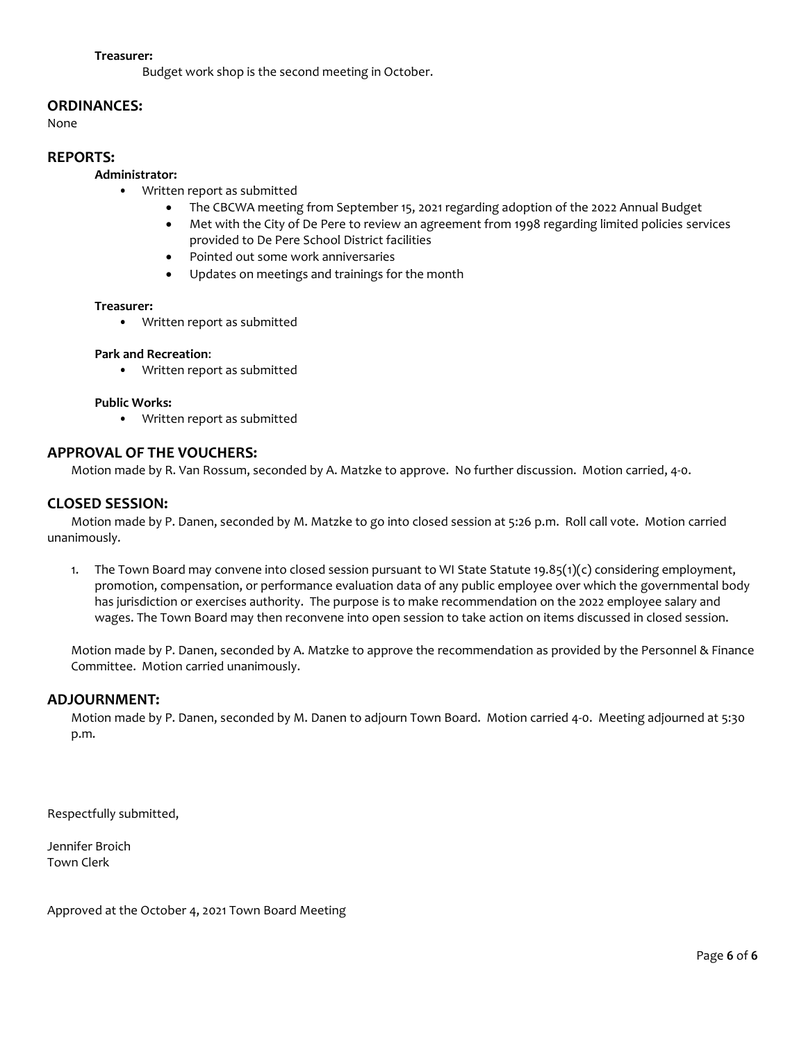**Treasurer:**

Budget work shop is the second meeting in October.

## ORDINANCES:

None

## REPORTS:

**Administrator:**

- Written report as submitted
  - The CBCWA meeting from September 15, 2021 regarding adoption of the 2022 Annual Budget
  - Met with the City of De Pere to review an agreement from 1998 regarding limited policies services provided to De Pere School District facilities
  - Pointed out some work anniversaries
  - Updates on meetings and trainings for the month

**Treasurer:**

- Written report as submitted

**Park and Recreation**:

- Written report as submitted

**Public Works:**

- Written report as submitted

## APPROVAL OF THE VOUCHERS:

Motion made by R. Van Rossum, seconded by A. Matzke to approve. No further discussion. Motion carried, 4-0.

## CLOSED SESSION:

Motion made by P. Danen, seconded by M. Matzke to go into closed session at 5:26 p.m. Roll call vote. Motion carried unanimously.

1. The Town Board may convene into closed session pursuant to WI State Statute 19.85(1)(c) considering employment, promotion, compensation, or performance evaluation data of any public employee over which the governmental body has jurisdiction or exercises authority. The purpose is to make recommendation on the 2022 employee salary and wages. The Town Board may then reconvene into open session to take action on items discussed in closed session.

Motion made by P. Danen, seconded by A. Matzke to approve the recommendation as provided by the Personnel & Finance Committee. Motion carried unanimously.

## ADJOURNMENT:

Motion made by P. Danen, seconded by M. Danen to adjourn Town Board. Motion carried 4-0. Meeting adjourned at 5:30 p.m.

Respectfully submitted,

Jennifer Broich
Town Clerk

Approved at the October 4, 2021 Town Board Meeting